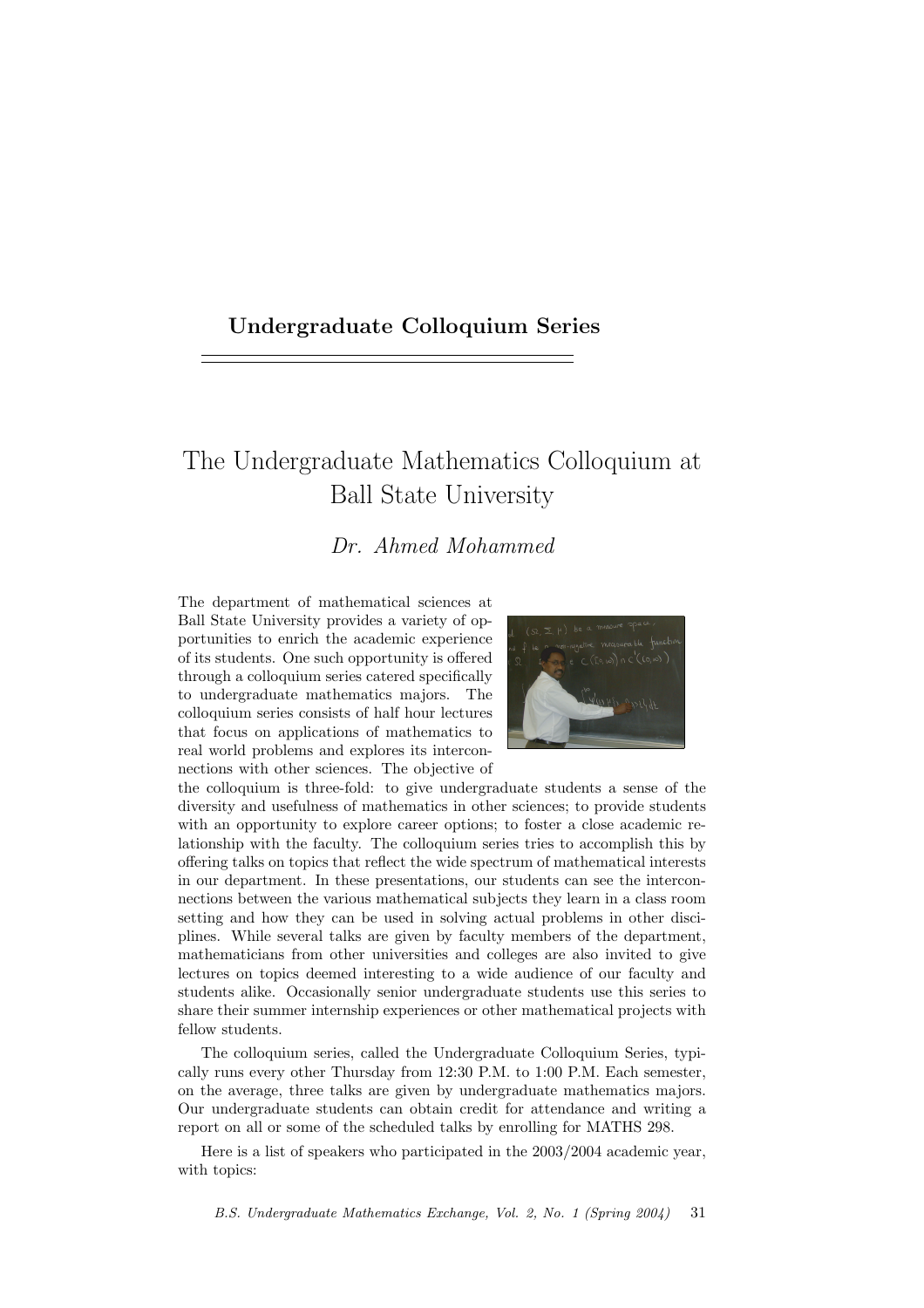## Undergraduate Colloquium Series

# The Undergraduate Mathematics Colloquium at Ball State University

*Dr. Ahmed Mohammed*

The department of mathematical sciences at Ball State University provides a variety of opportunities to enrich the academic experience of its students. One such opportunity is offered through a colloquium series catered specifically to undergraduate mathematics majors. The colloquium series consists of half hour lectures that focus on applications of mathematics to real world problems and explores its interconnections with other sciences. The objective of the colloquium is three-fold: to give undergraduate students a sense of the diversity and usefulness of mathematics in other sciences; to provide students with an opportunity to explore career options; to foster a close academic relationship with the faculty. The colloquium series tries to accomplish this by offering talks on topics that reflect the wide spectrum of mathematical interests in our department. In these presentations, our students can see the interconnections between the various mathematical subjects they learn in a class room setting and how they can be used in solving actual problems in other disciplines. While several talks are given by faculty members of the department, mathematicians from other universities and colleges are also invited to give lectures on topics deemed interesting to a wide audience of our faculty and students alike. Occasionally senior undergraduate students use this series to share their summer internship experiences or other mathematical projects with fellow students.

The colloquium series, called the Undergraduate Colloquium Series, typically runs every other Thursday from 12:30 P.M. to 1:00 P.M. Each semester, on the average, three talks are given by undergraduate mathematics majors. Our undergraduate students can obtain credit for attendance and writing a report on all or some of the scheduled talks by enrolling for MATHS 298.

Here is a list of speakers who participated in the 2003/2004 academic year, with topics: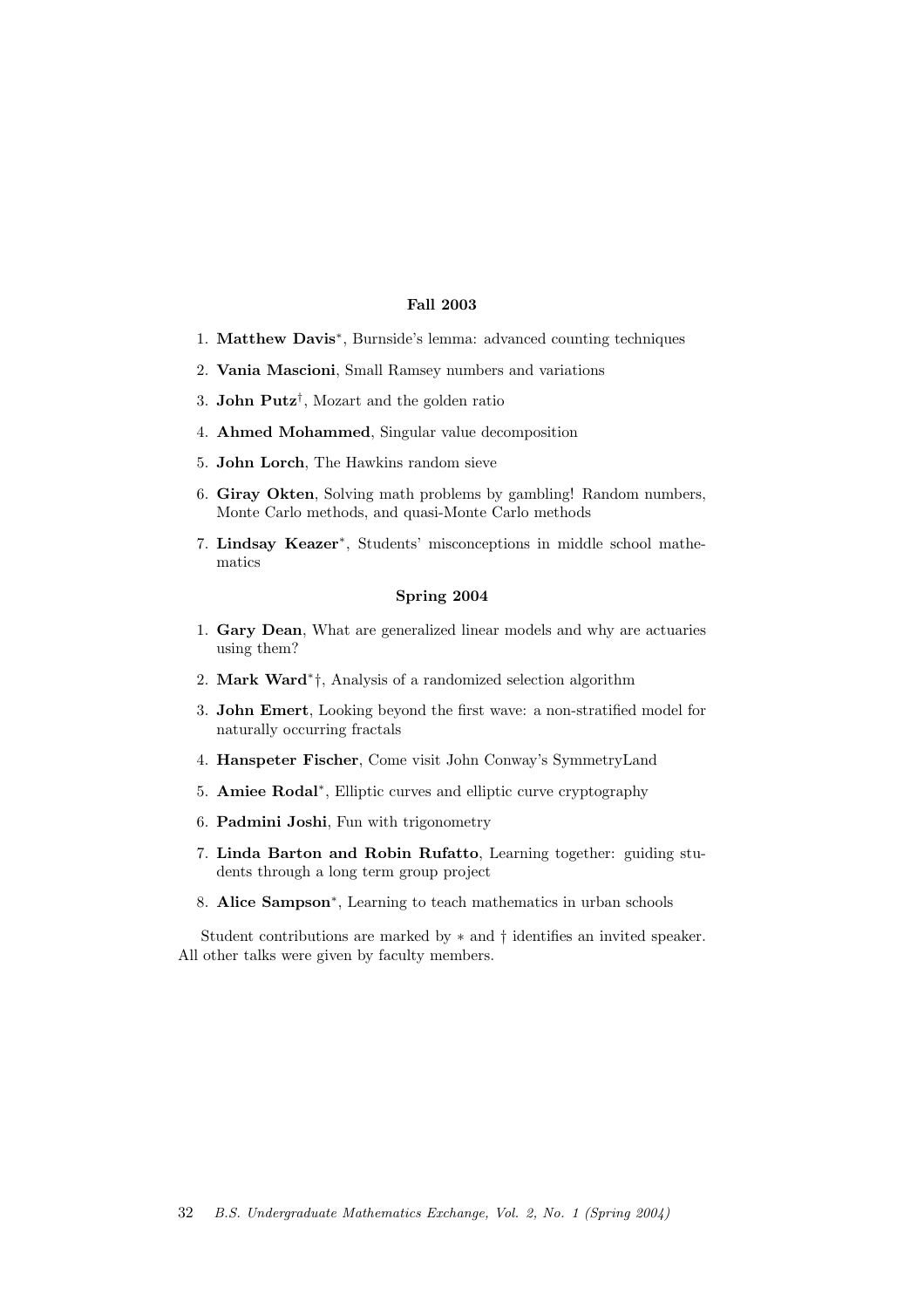**Fall 2003**

1. **Matthew Davis***, Burnside's lemma: advanced counting techniques
2. **Vania Mascioni**, Small Ramsey numbers and variations
3. **John Putz**†, Mozart and the golden ratio
4. **Ahmed Mohammed**, Singular value decomposition
5. **John Lorch**, The Hawkins random sieve
6. **Giray Okten**, Solving math problems by gambling! Random numbers, Monte Carlo methods, and quasi-Monte Carlo methods
7. **Lindsay Keazer***, Students' misconceptions in middle school mathematics

**Spring 2004**

1. **Gary Dean**, What are generalized linear models and why are actuaries using them?
2. **Mark Ward***†, Analysis of a randomized selection algorithm
3. **John Emert**, Looking beyond the first wave: a non-stratified model for naturally occurring fractals
4. **Hanspeter Fischer**, Come visit John Conway's SymmetryLand
5. **Amiee Rodal***, Elliptic curves and elliptic curve cryptography
6. **Padmini Joshi**, Fun with trigonometry
7. **Linda Barton and Robin Rufatto**, Learning together: guiding students through a long term group project
8. **Alice Sampson***, Learning to teach mathematics in urban schools

Student contributions are marked by * and † identifies an invited speaker. All other talks were given by faculty members.